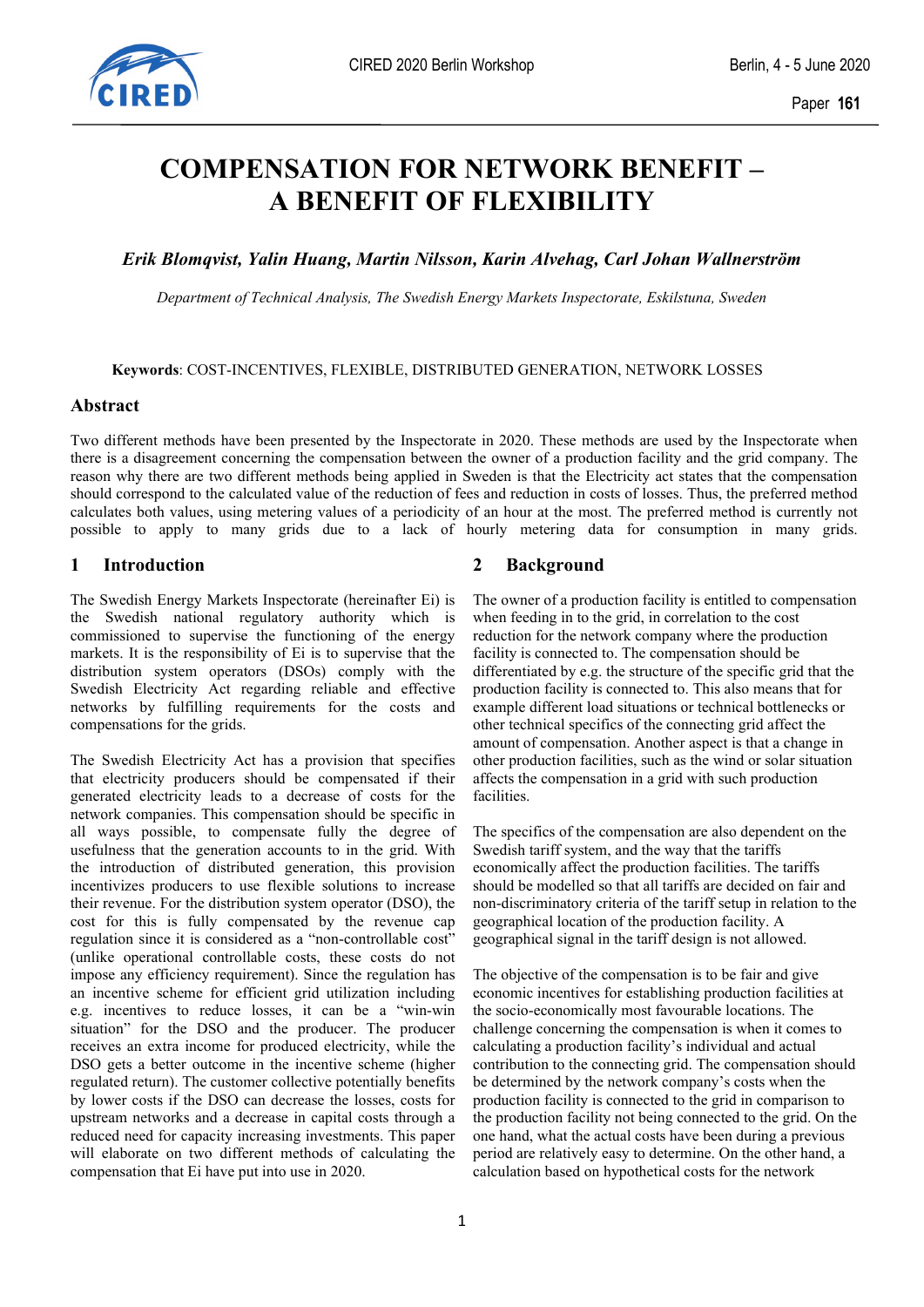# COMPENSATION FOR NETWORK BENEFIT – A BENEFIT OF FLEXIBILITY

***Erik Blomqvist, Yalin Huang, Martin Nilsson, Karin Alvehag, Carl Johan Wallnerström***

*Department of Technical Analysis, The Swedish Energy Markets Inspectorate, Eskilstuna, Sweden*

**Keywords**: COST-INCENTIVES, FLEXIBLE, DISTRIBUTED GENERATION, NETWORK LOSSES

## Abstract

Two different methods have been presented by the Inspectorate in 2020. These methods are used by the Inspectorate when there is a disagreement concerning the compensation between the owner of a production facility and the grid company. The reason why there are two different methods being applied in Sweden is that the Electricity act states that the compensation should correspond to the calculated value of the reduction of fees and reduction in costs of losses. Thus, the preferred method calculates both values, using metering values of a periodicity of an hour at the most. The preferred method is currently not possible to apply to many grids due to a lack of hourly metering data for consumption in many grids.

## 1 Introduction

The Swedish Energy Markets Inspectorate (hereinafter Ei) is the Swedish national regulatory authority which is commissioned to supervise the functioning of the energy markets. It is the responsibility of Ei is to supervise that the distribution system operators (DSOs) comply with the Swedish Electricity Act regarding reliable and effective networks by fulfilling requirements for the costs and compensations for the grids.

The Swedish Electricity Act has a provision that specifies that electricity producers should be compensated if their generated electricity leads to a decrease of costs for the network companies. This compensation should be specific in all ways possible, to compensate fully the degree of usefulness that the generation accounts to in the grid. With the introduction of distributed generation, this provision incentivizes producers to use flexible solutions to increase their revenue. For the distribution system operator (DSO), the cost for this is fully compensated by the revenue cap regulation since it is considered as a "non-controllable cost" (unlike operational controllable costs, these costs do not impose any efficiency requirement). Since the regulation has an incentive scheme for efficient grid utilization including e.g. incentives to reduce losses, it can be a "win-win situation" for the DSO and the producer. The producer receives an extra income for produced electricity, while the DSO gets a better outcome in the incentive scheme (higher regulated return). The customer collective potentially benefits by lower costs if the DSO can decrease the losses, costs for upstream networks and a decrease in capital costs through a reduced need for capacity increasing investments. This paper will elaborate on two different methods of calculating the compensation that Ei have put into use in 2020.

## 2 Background

The owner of a production facility is entitled to compensation when feeding in to the grid, in correlation to the cost reduction for the network company where the production facility is connected to. The compensation should be differentiated by e.g. the structure of the specific grid that the production facility is connected to. This also means that for example different load situations or technical bottlenecks or other technical specifics of the connecting grid affect the amount of compensation. Another aspect is that a change in other production facilities, such as the wind or solar situation affects the compensation in a grid with such production facilities.

The specifics of the compensation are also dependent on the Swedish tariff system, and the way that the tariffs economically affect the production facilities. The tariffs should be modelled so that all tariffs are decided on fair and non-discriminatory criteria of the tariff setup in relation to the geographical location of the production facility. A geographical signal in the tariff design is not allowed.

The objective of the compensation is to be fair and give economic incentives for establishing production facilities at the socio-economically most favourable locations. The challenge concerning the compensation is when it comes to calculating a production facility's individual and actual contribution to the connecting grid. The compensation should be determined by the network company's costs when the production facility is connected to the grid in comparison to the production facility not being connected to the grid. On the one hand, what the actual costs have been during a previous period are relatively easy to determine. On the other hand, a calculation based on hypothetical costs for the network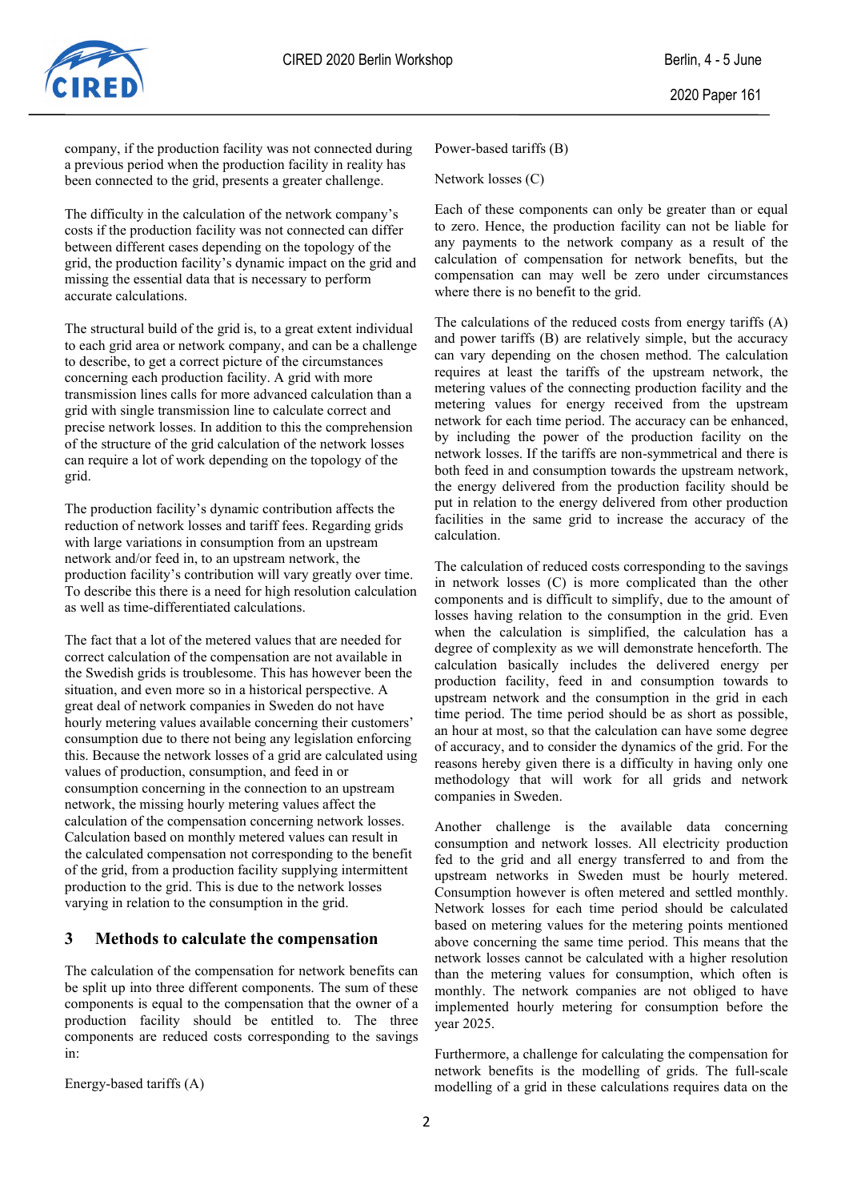company, if the production facility was not connected during a previous period when the production facility in reality has been connected to the grid, presents a greater challenge.

The difficulty in the calculation of the network company's costs if the production facility was not connected can differ between different cases depending on the topology of the grid, the production facility's dynamic impact on the grid and missing the essential data that is necessary to perform accurate calculations.

The structural build of the grid is, to a great extent individual to each grid area or network company, and can be a challenge to describe, to get a correct picture of the circumstances concerning each production facility. A grid with more transmission lines calls for more advanced calculation than a grid with single transmission line to calculate correct and precise network losses. In addition to this the comprehension of the structure of the grid calculation of the network losses can require a lot of work depending on the topology of the grid.

The production facility's dynamic contribution affects the reduction of network losses and tariff fees. Regarding grids with large variations in consumption from an upstream network and/or feed in, to an upstream network, the production facility's contribution will vary greatly over time. To describe this there is a need for high resolution calculation as well as time-differentiated calculations.

The fact that a lot of the metered values that are needed for correct calculation of the compensation are not available in the Swedish grids is troublesome. This has however been the situation, and even more so in a historical perspective. A great deal of network companies in Sweden do not have hourly metering values available concerning their customers' consumption due to there not being any legislation enforcing this. Because the network losses of a grid are calculated using values of production, consumption, and feed in or consumption concerning in the connection to an upstream network, the missing hourly metering values affect the calculation of the compensation concerning network losses. Calculation based on monthly metered values can result in the calculated compensation not corresponding to the benefit of the grid, from a production facility supplying intermittent production to the grid. This is due to the network losses varying in relation to the consumption in the grid.

## 3 Methods to calculate the compensation

The calculation of the compensation for network benefits can be split up into three different components. The sum of these components is equal to the compensation that the owner of a production facility should be entitled to. The three components are reduced costs corresponding to the savings in:

Energy-based tariffs (A)

Power-based tariffs (B)

Network losses (C)

Each of these components can only be greater than or equal to zero. Hence, the production facility can not be liable for any payments to the network company as a result of the calculation of compensation for network benefits, but the compensation can may well be zero under circumstances where there is no benefit to the grid.

The calculations of the reduced costs from energy tariffs (A) and power tariffs (B) are relatively simple, but the accuracy can vary depending on the chosen method. The calculation requires at least the tariffs of the upstream network, the metering values of the connecting production facility and the metering values for energy received from the upstream network for each time period. The accuracy can be enhanced, by including the power of the production facility on the network losses. If the tariffs are non-symmetrical and there is both feed in and consumption towards the upstream network, the energy delivered from the production facility should be put in relation to the energy delivered from other production facilities in the same grid to increase the accuracy of the calculation.

The calculation of reduced costs corresponding to the savings in network losses (C) is more complicated than the other components and is difficult to simplify, due to the amount of losses having relation to the consumption in the grid. Even when the calculation is simplified, the calculation has a degree of complexity as we will demonstrate henceforth. The calculation basically includes the delivered energy per production facility, feed in and consumption towards to upstream network and the consumption in the grid in each time period. The time period should be as short as possible, an hour at most, so that the calculation can have some degree of accuracy, and to consider the dynamics of the grid. For the reasons hereby given there is a difficulty in having only one methodology that will work for all grids and network companies in Sweden.

Another challenge is the available data concerning consumption and network losses. All electricity production fed to the grid and all energy transferred to and from the upstream networks in Sweden must be hourly metered. Consumption however is often metered and settled monthly. Network losses for each time period should be calculated based on metering values for the metering points mentioned above concerning the same time period. This means that the network losses cannot be calculated with a higher resolution than the metering values for consumption, which often is monthly. The network companies are not obliged to have implemented hourly metering for consumption before the year 2025.

Furthermore, a challenge for calculating the compensation for network benefits is the modelling of grids. The full-scale modelling of a grid in these calculations requires data on the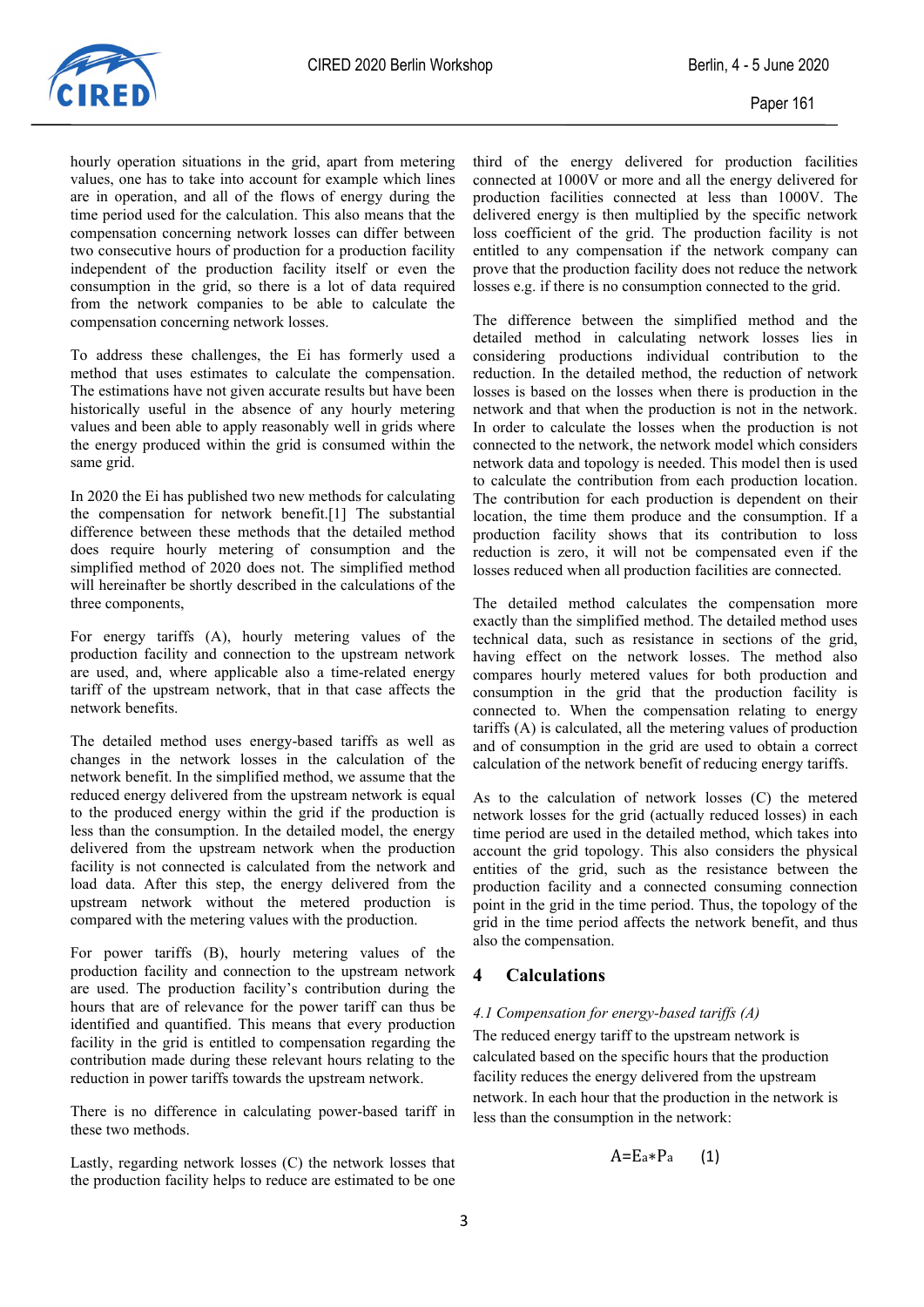hourly operation situations in the grid, apart from metering values, one has to take into account for example which lines are in operation, and all of the flows of energy during the time period used for the calculation. This also means that the compensation concerning network losses can differ between two consecutive hours of production for a production facility independent of the production facility itself or even the consumption in the grid, so there is a lot of data required from the network companies to be able to calculate the compensation concerning network losses.

To address these challenges, the Ei has formerly used a method that uses estimates to calculate the compensation. The estimations have not given accurate results but have been historically useful in the absence of any hourly metering values and been able to apply reasonably well in grids where the energy produced within the grid is consumed within the same grid.

In 2020 the Ei has published two new methods for calculating the compensation for network benefit.[1] The substantial difference between these methods that the detailed method does require hourly metering of consumption and the simplified method of 2020 does not. The simplified method will hereinafter be shortly described in the calculations of the three components,

For energy tariffs (A), hourly metering values of the production facility and connection to the upstream network are used, and, where applicable also a time-related energy tariff of the upstream network, that in that case affects the network benefits.

The detailed method uses energy-based tariffs as well as changes in the network losses in the calculation of the network benefit. In the simplified method, we assume that the reduced energy delivered from the upstream network is equal to the produced energy within the grid if the production is less than the consumption. In the detailed model, the energy delivered from the upstream network when the production facility is not connected is calculated from the network and load data. After this step, the energy delivered from the upstream network without the metered production is compared with the metering values with the production.

For power tariffs (B), hourly metering values of the production facility and connection to the upstream network are used. The production facility's contribution during the hours that are of relevance for the power tariff can thus be identified and quantified. This means that every production facility in the grid is entitled to compensation regarding the contribution made during these relevant hours relating to the reduction in power tariffs towards the upstream network.

There is no difference in calculating power-based tariff in these two methods.

Lastly, regarding network losses (C) the network losses that the production facility helps to reduce are estimated to be one third of the energy delivered for production facilities connected at 1000V or more and all the energy delivered for production facilities connected at less than 1000V. The delivered energy is then multiplied by the specific network loss coefficient of the grid. The production facility is not entitled to any compensation if the network company can prove that the production facility does not reduce the network losses e.g. if there is no consumption connected to the grid.

The difference between the simplified method and the detailed method in calculating network losses lies in considering productions individual contribution to the reduction. In the detailed method, the reduction of network losses is based on the losses when there is production in the network and that when the production is not in the network. In order to calculate the losses when the production is not connected to the network, the network model which considers network data and topology is needed. This model then is used to calculate the contribution from each production location. The contribution for each production is dependent on their location, the time them produce and the consumption. If a production facility shows that its contribution to loss reduction is zero, it will not be compensated even if the losses reduced when all production facilities are connected.

The detailed method calculates the compensation more exactly than the simplified method. The detailed method uses technical data, such as resistance in sections of the grid, having effect on the network losses. The method also compares hourly metered values for both production and consumption in the grid that the production facility is connected to. When the compensation relating to energy tariffs (A) is calculated, all the metering values of production and of consumption in the grid are used to obtain a correct calculation of the network benefit of reducing energy tariffs.

As to the calculation of network losses (C) the metered network losses for the grid (actually reduced losses) in each time period are used in the detailed method, which takes into account the grid topology. This also considers the physical entities of the grid, such as the resistance between the production facility and a connected consuming connection point in the grid in the time period. Thus, the topology of the grid in the time period affects the network benefit, and thus also the compensation.

# 4 Calculations

*4.1 Compensation for energy-based tariffs (A)*

The reduced energy tariff to the upstream network is calculated based on the specific hours that the production facility reduces the energy delivered from the upstream network. In each hour that the production in the network is less than the consumption in the network:

$$A = E_a * P_a \quad (1)$$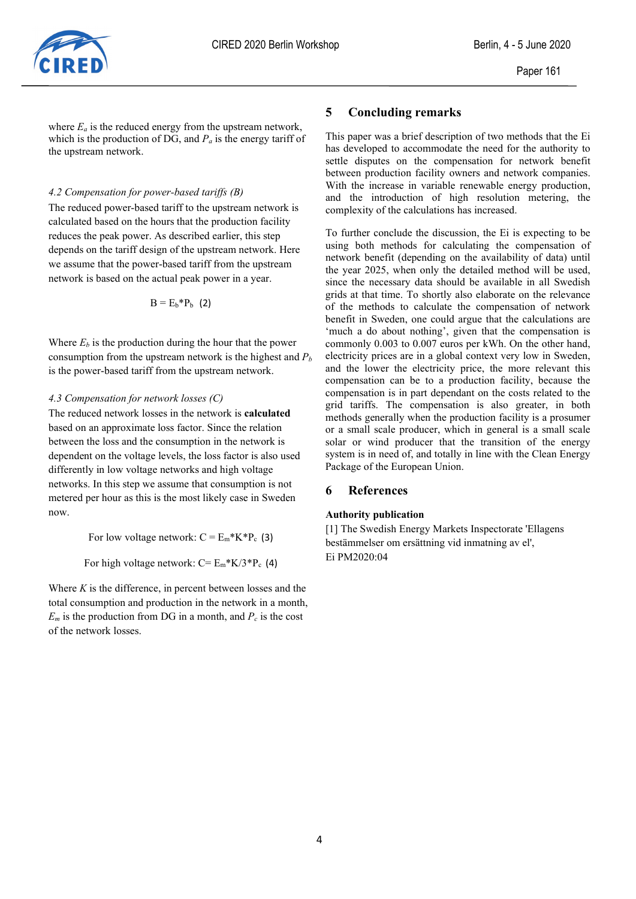where $E_a$ is the reduced energy from the upstream network, which is the production of DG, and $P_a$ is the energy tariff of the upstream network.

*4.2 Compensation for power-based tariffs (B)*

The reduced power-based tariff to the upstream network is calculated based on the hours that the production facility reduces the peak power. As described earlier, this step depends on the tariff design of the upstream network. Here we assume that the power-based tariff from the upstream network is based on the actual peak power in a year.

$$B = E_b * P_b \quad (2)$$

Where $E_b$ is the production during the hour that the power consumption from the upstream network is the highest and $P_b$ is the power-based tariff from the upstream network.

*4.3 Compensation for network losses (C)*

The reduced network losses in the network is **calculated** based on an approximate loss factor. Since the relation between the loss and the consumption in the network is dependent on the voltage levels, the loss factor is also used differently in low voltage networks and high voltage networks. In this step we assume that consumption is not metered per hour as this is the most likely case in Sweden now.

$$\text{For low voltage network: } C = E_m * K * P_c \quad (3)$$

$$\text{For high voltage network: } C = E_m * K/3 * P_c \quad (4)$$

Where $K$ is the difference, in percent between losses and the total consumption and production in the network in a month, $E_m$ is the production from DG in a month, and $P_c$ is the cost of the network losses.

## 5 Concluding remarks

This paper was a brief description of two methods that the Ei has developed to accommodate the need for the authority to settle disputes on the compensation for network benefit between production facility owners and network companies. With the increase in variable renewable energy production, and the introduction of high resolution metering, the complexity of the calculations has increased.

To further conclude the discussion, the Ei is expecting to be using both methods for calculating the compensation of network benefit (depending on the availability of data) until the year 2025, when only the detailed method will be used, since the necessary data should be available in all Swedish grids at that time. To shortly also elaborate on the relevance of the methods to calculate the compensation of network benefit in Sweden, one could argue that the calculations are 'much a do about nothing', given that the compensation is commonly 0.003 to 0.007 euros per kWh. On the other hand, electricity prices are in a global context very low in Sweden, and the lower the electricity price, the more relevant this compensation can be to a production facility, because the compensation is in part dependant on the costs related to the grid tariffs. The compensation is also greater, in both methods generally when the production facility is a prosumer or a small scale producer, which in general is a small scale solar or wind producer that the transition of the energy system is in need of, and totally in line with the Clean Energy Package of the European Union.

## 6 References

**Authority publication**

[1] The Swedish Energy Markets Inspectorate 'Ellagens bestämmelser om ersättning vid inmatning av el', Ei PM2020:04